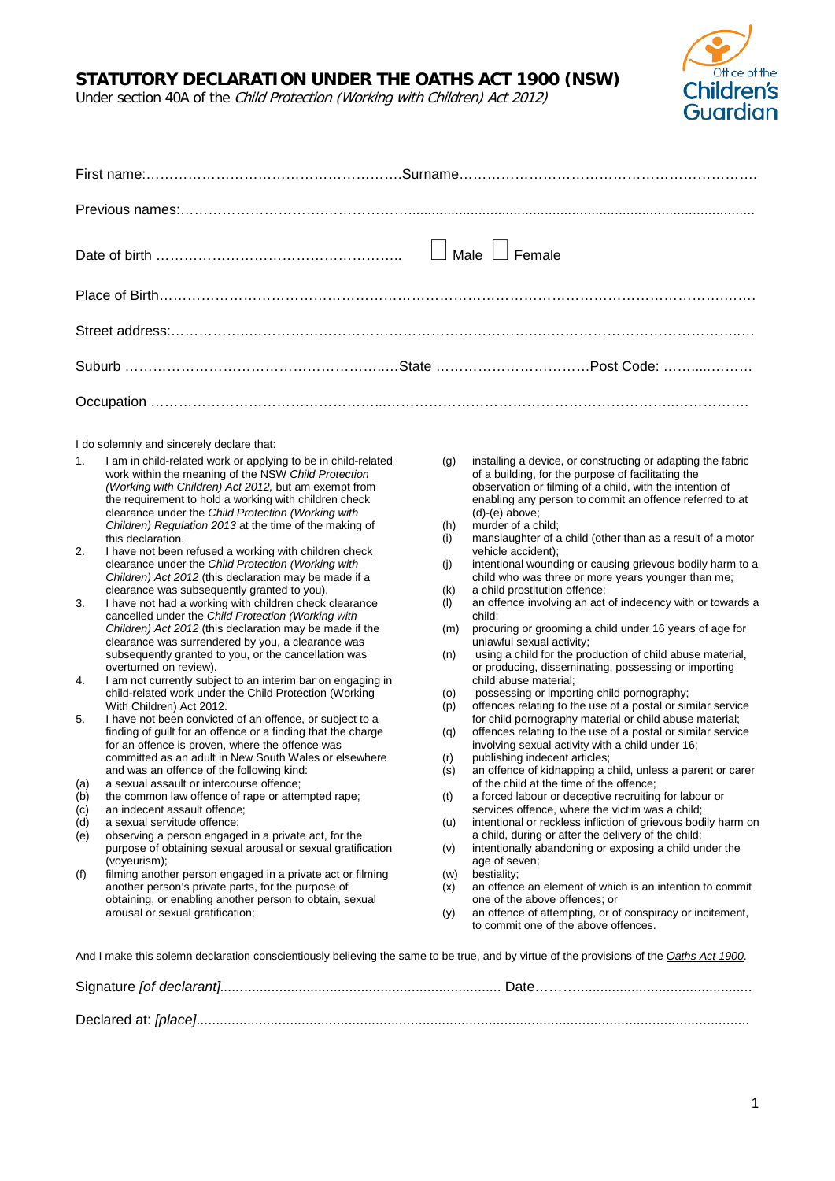# STATUTORY DECLARATION UNDER THE OATHS ACT 1900 (NSW)

Under section 40A of the *Child Protection (Working with Children) Act 2012)*

Office of the Children's Guardian

First name:………………………………………………Surname……………………………………………………….

Previous names:……………………………………………..........................................................................................

Date of birth ……………………………………………..  ☐ Male ☐ Female

Place of Birth……………………………………………………………………………………………………………

Street address:……………………………………………………………………………………………………………

Suburb …………………………………………………State ……………………………Post Code: ………………

Occupation ………………………………………………………………………………………………………………

I do solemnly and sincerely declare that:

1. I am in child-related work or applying to be in child-related work within the meaning of the NSW *Child Protection (Working with Children) Act 2012,* but am exempt from the requirement to hold a working with children check clearance under the *Child Protection (Working with Children) Regulation 2013* at the time of the making of this declaration.
2. I have not been refused a working with children check clearance under the *Child Protection (Working with Children) Act 2012* (this declaration may be made if a clearance was subsequently granted to you).
3. I have not had a working with children check clearance cancelled under the *Child Protection (Working with Children) Act 2012* (this declaration may be made if the clearance was surrendered by you, a clearance was subsequently granted to you, or the cancellation was overturned on review).
4. I am not currently subject to an interim bar on engaging in child-related work under the Child Protection (Working With Children) Act 2012.
5. I have not been convicted of an offence, or subject to a finding of guilt for an offence or a finding that the charge for an offence is proven, where the offence was committed as an adult in New South Wales or elsewhere and was an offence of the following kind:

(a) a sexual assault or intercourse offence;
(b) the common law offence of rape or attempted rape;
(c) an indecent assault offence;
(d) a sexual servitude offence;
(e) observing a person engaged in a private act, for the purpose of obtaining sexual arousal or sexual gratification (voyeurism);
(f) filming another person engaged in a private act or filming another person's private parts, for the purpose of obtaining, or enabling another person to obtain, sexual arousal or sexual gratification;
(g) installing a device, or constructing or adapting the fabric of a building, for the purpose of facilitating the observation or filming of a child, with the intention of enabling any person to commit an offence referred to at (d)-(e) above;
(h) murder of a child;
(i) manslaughter of a child (other than as a result of a motor vehicle accident);
(j) intentional wounding or causing grievous bodily harm to a child who was three or more years younger than me;
(k) a child prostitution offence;
(l) an offence involving an act of indecency with or towards a child;
(m) procuring or grooming a child under 16 years of age for unlawful sexual activity;
(n) using a child for the production of child abuse material, or producing, disseminating, possessing or importing child abuse material;
(o) possessing or importing child pornography;
(p) offences relating to the use of a postal or similar service for child pornography material or child abuse material;
(q) offences relating to the use of a postal or similar service involving sexual activity with a child under 16;
(r) publishing indecent articles;
(s) an offence of kidnapping a child, unless a parent or carer of the child at the time of the offence;
(t) a forced labour or deceptive recruiting for labour or services offence, where the victim was a child;
(u) intentional or reckless infliction of grievous bodily harm on a child, during or after the delivery of the child;
(v) intentionally abandoning or exposing a child under the age of seven;
(w) bestiality;
(x) an offence an element of which is an intention to commit one of the above offences; or
(y) an offence of attempting, or of conspiracy or incitement, to commit one of the above offences.

And I make this solemn declaration conscientiously believing the same to be true, and by virtue of the provisions of the Oaths Act 1900.

Signature *[of declarant]*.................................................................... Date……...........................................

Declared at: *[place]*...........................................................................................................................................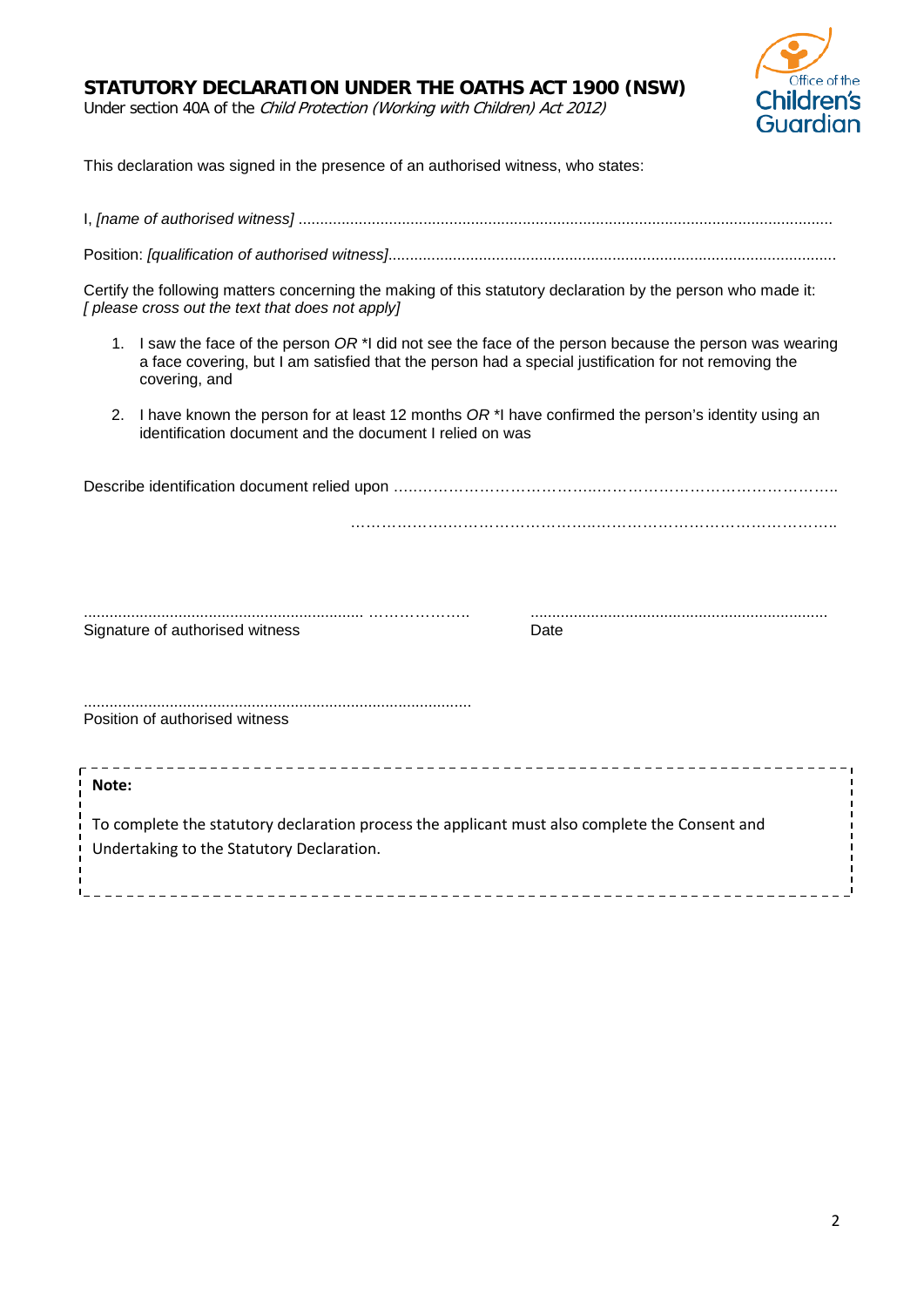## STATUTORY DECLARATION UNDER THE OATHS ACT 1900 (NSW)

Under section 40A of the *Child Protection (Working with Children) Act 2012)*

Office of the Children's Guardian

This declaration was signed in the presence of an authorised witness, who states:

I, *[name of authorised witness]* ..........................................................................................................................

Position: *[qualification of authorised witness]*.......................................................................................................

Certify the following matters concerning the making of this statutory declaration by the person who made it:
*[ please cross out the text that does not apply]*

1. I saw the face of the person *OR* *I did not see the face of the person because the person was wearing a face covering, but I am satisfied that the person had a special justification for not removing the covering, and
2. I have known the person for at least 12 months *OR* *I have confirmed the person's identity using an identification document and the document I relied on was

Describe identification document relied upon ……………………………….…………………………………………..

……………….…………………………..……………………………………………..

................................................................. ………………..
Signature of authorised witness

.....................................................................
Date

..........................................................................................
Position of authorised witness

> **Note:**
>
> To complete the statutory declaration process the applicant must also complete the Consent and Undertaking to the Statutory Declaration.